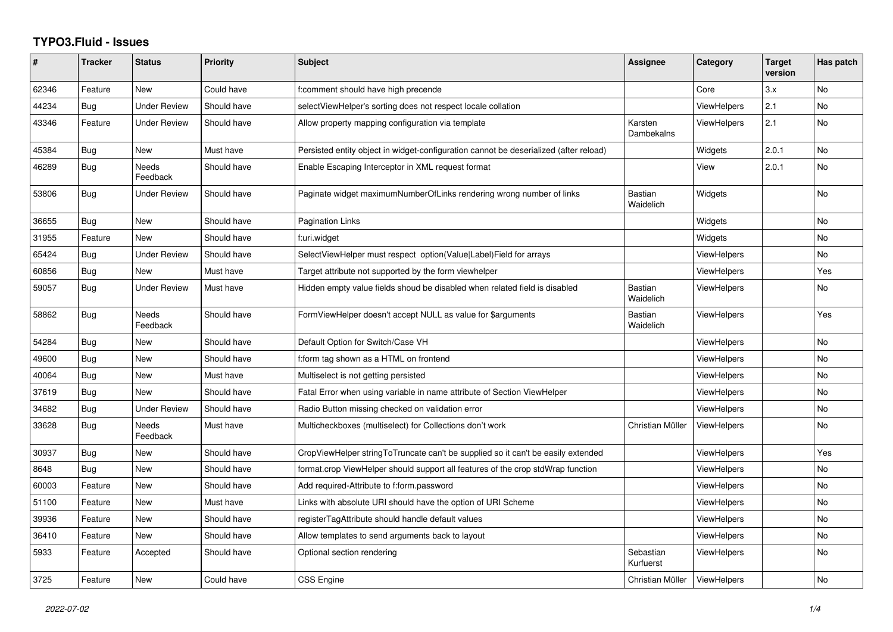# TYPO3.Fluid - Issues

| # | Tracker | Status | Priority | Subject | Assignee | Category | Target version | Has patch |
|---|---|---|---|---|---|---|---|---|
| 62346 | Feature | New | Could have | f:comment should have high precende | | Core | 3.x | No |
| 44234 | Bug | Under Review | Should have | selectViewHelper's sorting does not respect locale collation | | ViewHelpers | 2.1 | No |
| 43346 | Feature | Under Review | Should have | Allow property mapping configuration via template | Karsten Dambekalns | ViewHelpers | 2.1 | No |
| 45384 | Bug | New | Must have | Persisted entity object in widget-configuration cannot be deserialized (after reload) | | Widgets | 2.0.1 | No |
| 46289 | Bug | Needs Feedback | Should have | Enable Escaping Interceptor in XML request format | | View | 2.0.1 | No |
| 53806 | Bug | Under Review | Should have | Paginate widget maximumNumberOfLinks rendering wrong number of links | Bastian Waidelich | Widgets | | No |
| 36655 | Bug | New | Should have | Pagination Links | | Widgets | | No |
| 31955 | Feature | New | Should have | f:uri.widget | | Widgets | | No |
| 65424 | Bug | Under Review | Should have | SelectViewHelper must respect option(Value\|Label)Field for arrays | | ViewHelpers | | No |
| 60856 | Bug | New | Must have | Target attribute not supported by the form viewhelper | | ViewHelpers | | Yes |
| 59057 | Bug | Under Review | Must have | Hidden empty value fields shoud be disabled when related field is disabled | Bastian Waidelich | ViewHelpers | | No |
| 58862 | Bug | Needs Feedback | Should have | FormViewHelper doesn't accept NULL as value for $arguments | Bastian Waidelich | ViewHelpers | | Yes |
| 54284 | Bug | New | Should have | Default Option for Switch/Case VH | | ViewHelpers | | No |
| 49600 | Bug | New | Should have | f:form tag shown as a HTML on frontend | | ViewHelpers | | No |
| 40064 | Bug | New | Must have | Multiselect is not getting persisted | | ViewHelpers | | No |
| 37619 | Bug | New | Should have | Fatal Error when using variable in name attribute of Section ViewHelper | | ViewHelpers | | No |
| 34682 | Bug | Under Review | Should have | Radio Button missing checked on validation error | | ViewHelpers | | No |
| 33628 | Bug | Needs Feedback | Must have | Multicheckboxes (multiselect) for Collections don't work | Christian Müller | ViewHelpers | | No |
| 30937 | Bug | New | Should have | CropViewHelper stringToTruncate can't be supplied so it can't be easily extended | | ViewHelpers | | Yes |
| 8648 | Bug | New | Should have | format.crop ViewHelper should support all features of the crop stdWrap function | | ViewHelpers | | No |
| 60003 | Feature | New | Should have | Add required-Attribute to f:form.password | | ViewHelpers | | No |
| 51100 | Feature | New | Must have | Links with absolute URI should have the option of URI Scheme | | ViewHelpers | | No |
| 39936 | Feature | New | Should have | registerTagAttribute should handle default values | | ViewHelpers | | No |
| 36410 | Feature | New | Should have | Allow templates to send arguments back to layout | | ViewHelpers | | No |
| 5933 | Feature | Accepted | Should have | Optional section rendering | Sebastian Kurfuerst | ViewHelpers | | No |
| 3725 | Feature | New | Could have | CSS Engine | Christian Müller | ViewHelpers | | No |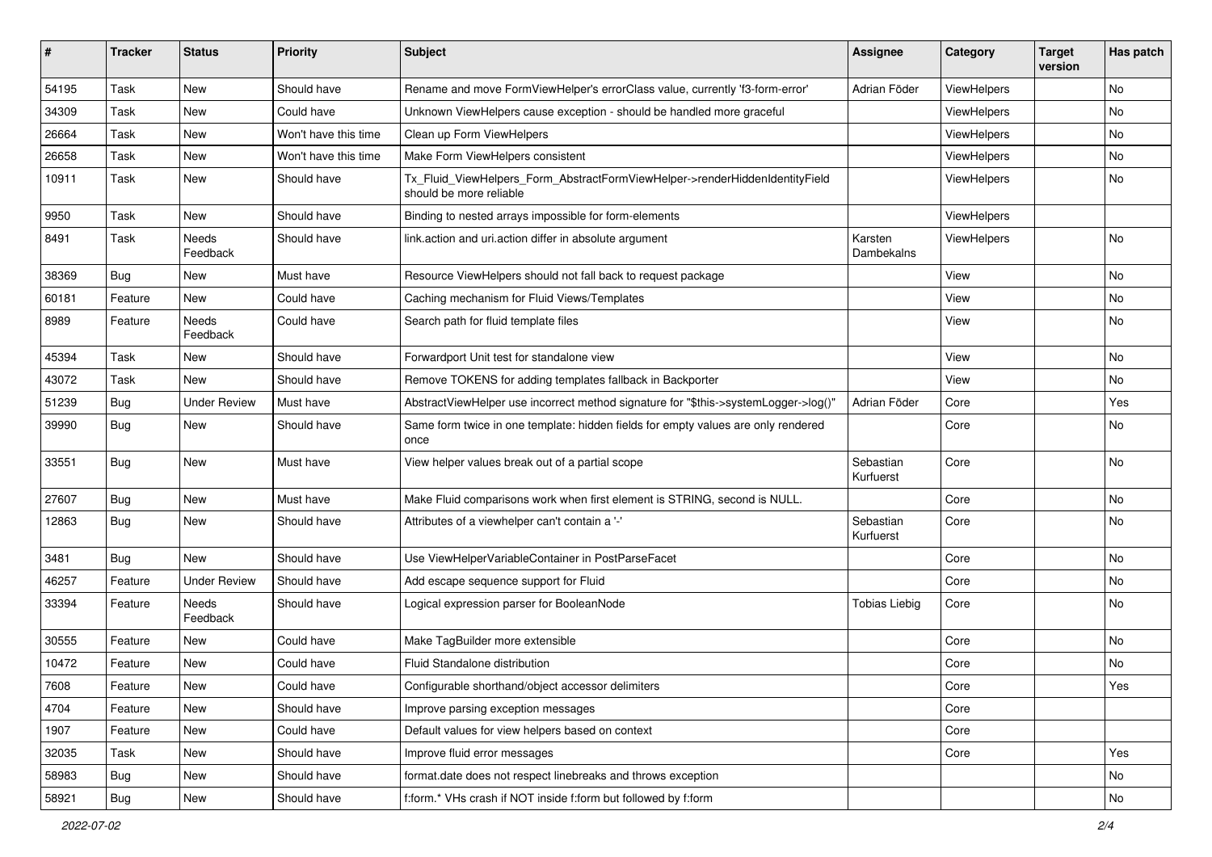| # | Tracker | Status | Priority | Subject | Assignee | Category | Target version | Has patch |
|---|---|---|---|---|---|---|---|---|
| 54195 | Task | New | Should have | Rename and move FormViewHelper's errorClass value, currently 'f3-form-error' | Adrian Föder | ViewHelpers | | No |
| 34309 | Task | New | Could have | Unknown ViewHelpers cause exception - should be handled more graceful | | ViewHelpers | | No |
| 26664 | Task | New | Won't have this time | Clean up Form ViewHelpers | | ViewHelpers | | No |
| 26658 | Task | New | Won't have this time | Make Form ViewHelpers consistent | | ViewHelpers | | No |
| 10911 | Task | New | Should have | Tx_Fluid_ViewHelpers_Form_AbstractFormViewHelper->renderHiddenIdentityField should be more reliable | | ViewHelpers | | No |
| 9950 | Task | New | Should have | Binding to nested arrays impossible for form-elements | | ViewHelpers | | |
| 8491 | Task | Needs Feedback | Should have | link.action and uri.action differ in absolute argument | Karsten Dambekalns | ViewHelpers | | No |
| 38369 | Bug | New | Must have | Resource ViewHelpers should not fall back to request package | | View | | No |
| 60181 | Feature | New | Could have | Caching mechanism for Fluid Views/Templates | | View | | No |
| 8989 | Feature | Needs Feedback | Could have | Search path for fluid template files | | View | | No |
| 45394 | Task | New | Should have | Forwardport Unit test for standalone view | | View | | No |
| 43072 | Task | New | Should have | Remove TOKENS for adding templates fallback in Backporter | | View | | No |
| 51239 | Bug | Under Review | Must have | AbstractViewHelper use incorrect method signature for "$this->systemLogger->log()" | Adrian Föder | Core | | Yes |
| 39990 | Bug | New | Should have | Same form twice in one template: hidden fields for empty values are only rendered once | | Core | | No |
| 33551 | Bug | New | Must have | View helper values break out of a partial scope | Sebastian Kurfuerst | Core | | No |
| 27607 | Bug | New | Must have | Make Fluid comparisons work when first element is STRING, second is NULL. | | Core | | No |
| 12863 | Bug | New | Should have | Attributes of a viewhelper can't contain a '-' | Sebastian Kurfuerst | Core | | No |
| 3481 | Bug | New | Should have | Use ViewHelperVariableContainer in PostParseFacet | | Core | | No |
| 46257 | Feature | Under Review | Should have | Add escape sequence support for Fluid | | Core | | No |
| 33394 | Feature | Needs Feedback | Should have | Logical expression parser for BooleanNode | Tobias Liebig | Core | | No |
| 30555 | Feature | New | Could have | Make TagBuilder more extensible | | Core | | No |
| 10472 | Feature | New | Could have | Fluid Standalone distribution | | Core | | No |
| 7608 | Feature | New | Could have | Configurable shorthand/object accessor delimiters | | Core | | Yes |
| 4704 | Feature | New | Should have | Improve parsing exception messages | | Core | | |
| 1907 | Feature | New | Could have | Default values for view helpers based on context | | Core | | |
| 32035 | Task | New | Should have | Improve fluid error messages | | Core | | Yes |
| 58983 | Bug | New | Should have | format.date does not respect linebreaks and throws exception | | | | No |
| 58921 | Bug | New | Should have | f:form.* VHs crash if NOT inside f:form but followed by f:form | | | | No |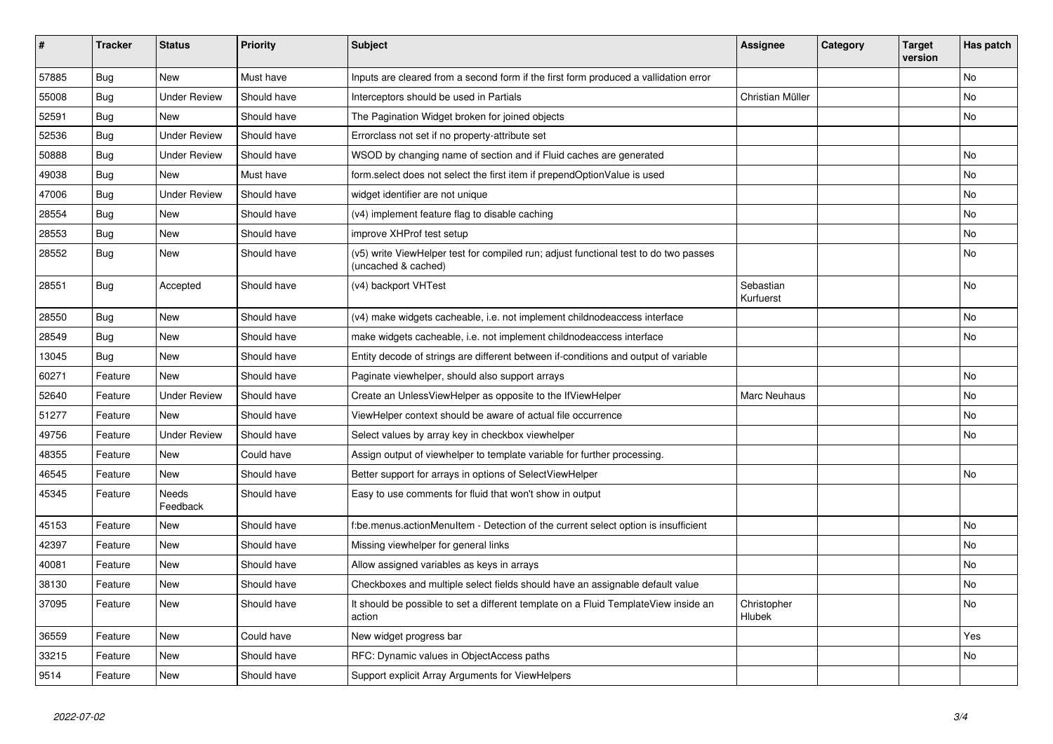| # | Tracker | Status | Priority | Subject | Assignee | Category | Target version | Has patch |
|---|---|---|---|---|---|---|---|---|
| 57885 | Bug | New | Must have | Inputs are cleared from a second form if the first form produced a vallidation error | | | | No |
| 55008 | Bug | Under Review | Should have | Interceptors should be used in Partials | Christian Müller | | | No |
| 52591 | Bug | New | Should have | The Pagination Widget broken for joined objects | | | | No |
| 52536 | Bug | Under Review | Should have | Errorclass not set if no property-attribute set | | | | |
| 50888 | Bug | Under Review | Should have | WSOD by changing name of section and if Fluid caches are generated | | | | No |
| 49038 | Bug | New | Must have | form.select does not select the first item if prependOptionValue is used | | | | No |
| 47006 | Bug | Under Review | Should have | widget identifier are not unique | | | | No |
| 28554 | Bug | New | Should have | (v4) implement feature flag to disable caching | | | | No |
| 28553 | Bug | New | Should have | improve XHProf test setup | | | | No |
| 28552 | Bug | New | Should have | (v5) write ViewHelper test for compiled run; adjust functional test to do two passes (uncached & cached) | | | | No |
| 28551 | Bug | Accepted | Should have | (v4) backport VHTest | Sebastian Kurfuerst | | | No |
| 28550 | Bug | New | Should have | (v4) make widgets cacheable, i.e. not implement childnodeaccess interface | | | | No |
| 28549 | Bug | New | Should have | make widgets cacheable, i.e. not implement childnodeaccess interface | | | | No |
| 13045 | Bug | New | Should have | Entity decode of strings are different between if-conditions and output of variable | | | | |
| 60271 | Feature | New | Should have | Paginate viewhelper, should also support arrays | | | | No |
| 52640 | Feature | Under Review | Should have | Create an UnlessViewHelper as opposite to the IfViewHelper | Marc Neuhaus | | | No |
| 51277 | Feature | New | Should have | ViewHelper context should be aware of actual file occurrence | | | | No |
| 49756 | Feature | Under Review | Should have | Select values by array key in checkbox viewhelper | | | | No |
| 48355 | Feature | New | Could have | Assign output of viewhelper to template variable for further processing. | | | | |
| 46545 | Feature | New | Should have | Better support for arrays in options of SelectViewHelper | | | | No |
| 45345 | Feature | Needs Feedback | Should have | Easy to use comments for fluid that won't show in output | | | | |
| 45153 | Feature | New | Should have | f:be.menus.actionMenuItem - Detection of the current select option is insufficient | | | | No |
| 42397 | Feature | New | Should have | Missing viewhelper for general links | | | | No |
| 40081 | Feature | New | Should have | Allow assigned variables as keys in arrays | | | | No |
| 38130 | Feature | New | Should have | Checkboxes and multiple select fields should have an assignable default value | | | | No |
| 37095 | Feature | New | Should have | It should be possible to set a different template on a Fluid TemplateView inside an action | Christopher Hlubek | | | No |
| 36559 | Feature | New | Could have | New widget progress bar | | | | Yes |
| 33215 | Feature | New | Should have | RFC: Dynamic values in ObjectAccess paths | | | | No |
| 9514 | Feature | New | Should have | Support explicit Array Arguments for ViewHelpers | | | | |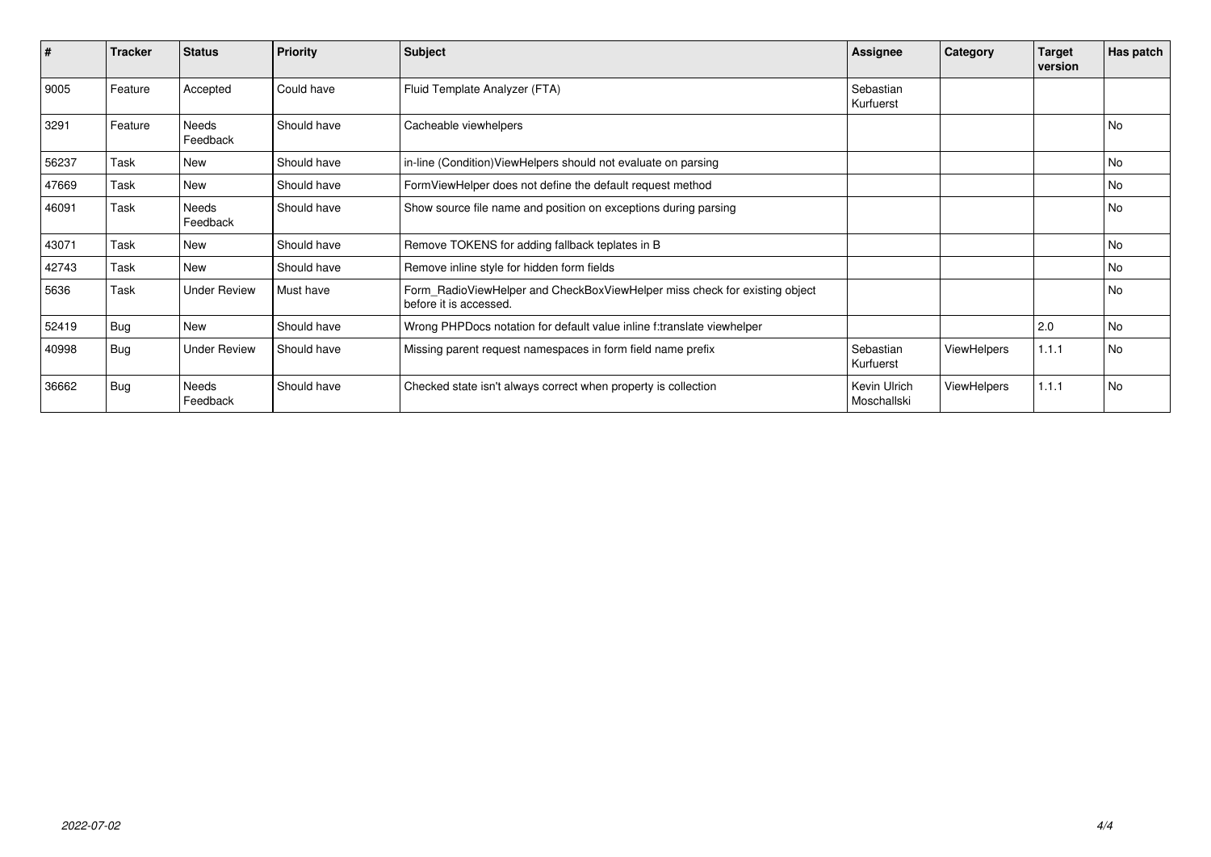| # | Tracker | Status | Priority | Subject | Assignee | Category | Target version | Has patch |
|---|---|---|---|---|---|---|---|---|
| 9005 | Feature | Accepted | Could have | Fluid Template Analyzer (FTA) | Sebastian Kurfuerst | | | |
| 3291 | Feature | Needs Feedback | Should have | Cacheable viewhelpers | | | | No |
| 56237 | Task | New | Should have | in-line (Condition)ViewHelpers should not evaluate on parsing | | | | No |
| 47669 | Task | New | Should have | FormViewHelper does not define the default request method | | | | No |
| 46091 | Task | Needs Feedback | Should have | Show source file name and position on exceptions during parsing | | | | No |
| 43071 | Task | New | Should have | Remove TOKENS for adding fallback teplates in B | | | | No |
| 42743 | Task | New | Should have | Remove inline style for hidden form fields | | | | No |
| 5636 | Task | Under Review | Must have | Form_RadioViewHelper and CheckBoxViewHelper miss check for existing object before it is accessed. | | | | No |
| 52419 | Bug | New | Should have | Wrong PHPDocs notation for default value inline f:translate viewhelper | | | 2.0 | No |
| 40998 | Bug | Under Review | Should have | Missing parent request namespaces in form field name prefix | Sebastian Kurfuerst | ViewHelpers | 1.1.1 | No |
| 36662 | Bug | Needs Feedback | Should have | Checked state isn't always correct when property is collection | Kevin Ulrich Moschallski | ViewHelpers | 1.1.1 | No |